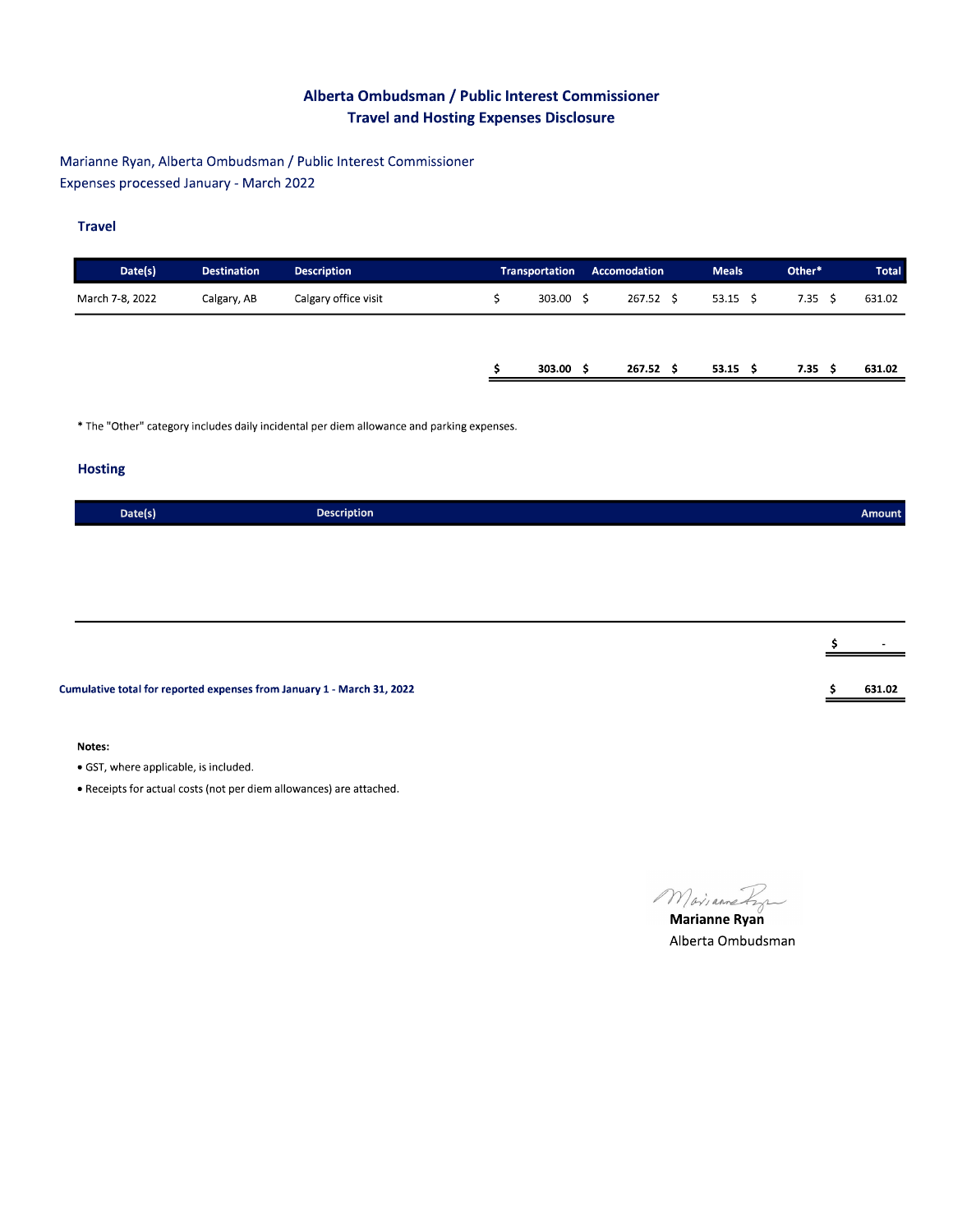# Alberta Ombudsman / Public Interest Commissioner
# Travel and Hosting Expenses Disclosure

Marianne Ryan, Alberta Ombudsman / Public Interest Commissioner
Expenses processed January - March 2022

### Travel

| Date(s) | Destination | Description | Transportation | Accomodation | Meals | Other* | Total |
|---|---|---|---|---|---|---|---|
| March 7-8, 2022 | Calgary, AB | Calgary office visit | $ 303.00 | $ 267.52 | $ 53.15 | $ 7.35 | $ 631.02 |
| | | | **$ 303.00** | **$ 267.52** | **$ 53.15** | **$ 7.35** | **$ 631.02** |

* The "Other" category includes daily incidental per diem allowance and parking expenses.

### Hosting

| Date(s) | Description | Amount |
|---|---|---|
| | | **$ -** |

**Cumulative total for reported expenses from January 1 - March 31, 2022** **$ 631.02**

**Notes:**

- GST, where applicable, is included.
- Receipts for actual costs (not per diem allowances) are attached.

**Marianne Ryan**
Alberta Ombudsman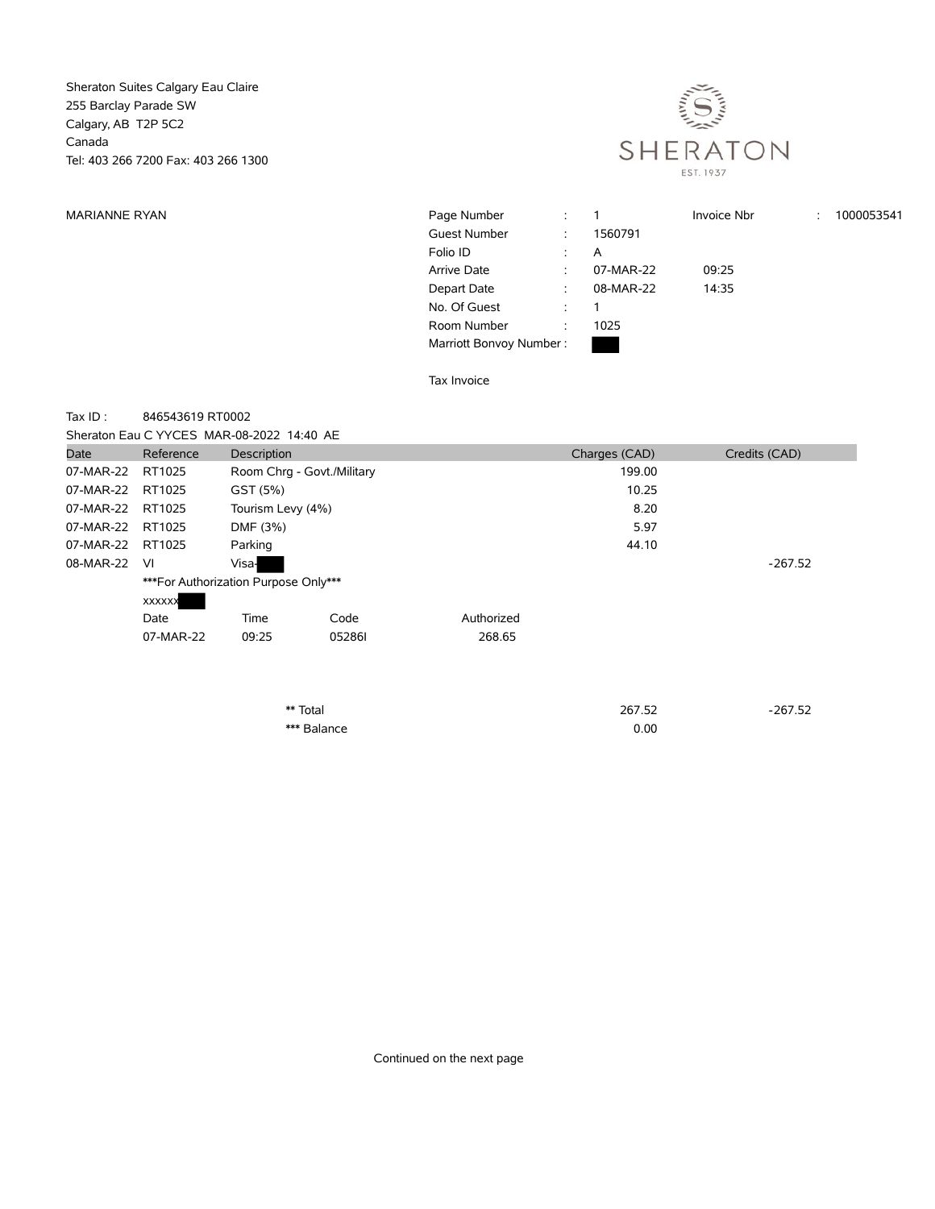Sheraton Suites Calgary Eau Claire
255 Barclay Parade SW
Calgary, AB T2P 5C2
Canada
Tel: 403 266 7200 Fax: 403 266 1300

SHERATON
EST. 1937

MARIANNE RYAN

| | | | | |
|---|---|---|---|---|
| Page Number | : | 1 | Invoice Nbr | : 1000053541 |
| Guest Number | : | 1560791 | | |
| Folio ID | : | A | | |
| Arrive Date | : | 07-MAR-22 | 09:25 | |
| Depart Date | : | 08-MAR-22 | 14:35 | |
| No. Of Guest | : | 1 | | |
| Room Number | : | 1025 | | |
| Marriott Bonvoy Number : | | | | |

Tax Invoice

Tax ID : 846543619 RT0002

Sheraton Eau C YYCES MAR-08-2022 14:40 AE

| Date | Reference | Description | | | Charges (CAD) | Credits (CAD) |
|---|---|---|---|---|---|---|
| 07-MAR-22 | RT1025 | Room Chrg - Govt./Military | | | 199.00 | |
| 07-MAR-22 | RT1025 | GST (5%) | | | 10.25 | |
| 07-MAR-22 | RT1025 | Tourism Levy (4%) | | | 8.20 | |
| 07-MAR-22 | RT1025 | DMF (3%) | | | 5.97 | |
| 07-MAR-22 | RT1025 | Parking | | | 44.10 | |
| 08-MAR-22 | VI | Visa- | | | | -267.52 |
| | ***For Authorization Purpose Only*** | | | | | |
| | xxxxxx | | | | | |
| | Date | Time | Code | Authorized | | |
| | 07-MAR-22 | 09:25 | 05286I | 268.65 | | |
| | | ** Total | | | 267.52 | -267.52 |
| | | *** Balance | | | 0.00 | |

Continued on the next page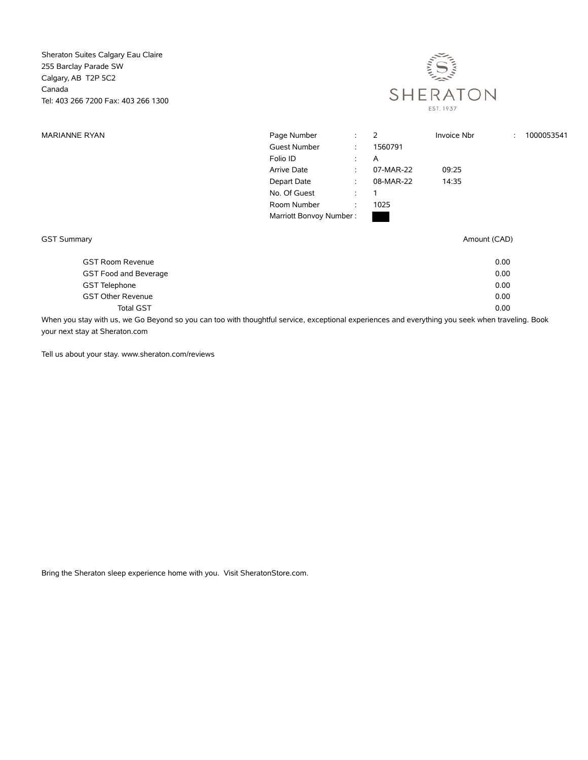Sheraton Suites Calgary Eau Claire
255 Barclay Parade SW
Calgary, AB T2P 5C2
Canada
Tel: 403 266 7200 Fax: 403 266 1300

SHERATON
EST. 1937

MARIANNE RYAN

| | | | | | |
|---|---|---|---|---|---|
| Page Number | : | 2 | | Invoice Nbr | : 1000053541 |
| Guest Number | : | 1560791 | | | |
| Folio ID | : | A | | | |
| Arrive Date | : | 07-MAR-22 | 09:25 | | |
| Depart Date | : | 08-MAR-22 | 14:35 | | |
| No. Of Guest | : | 1 | | | |
| Room Number | : | 1025 | | | |
| Marriott Bonvoy Number : | | | | | |

| GST Summary | Amount (CAD) |
|---|---|
| GST Room Revenue | 0.00 |
| GST Food and Beverage | 0.00 |
| GST Telephone | 0.00 |
| GST Other Revenue | 0.00 |
| Total GST | 0.00 |

When you stay with us, we Go Beyond so you can too with thoughtful service, exceptional experiences and everything you seek when traveling. Book your next stay at Sheraton.com

Tell us about your stay. www.sheraton.com/reviews

Bring the Sheraton sleep experience home with you. Visit SheratonStore.com.